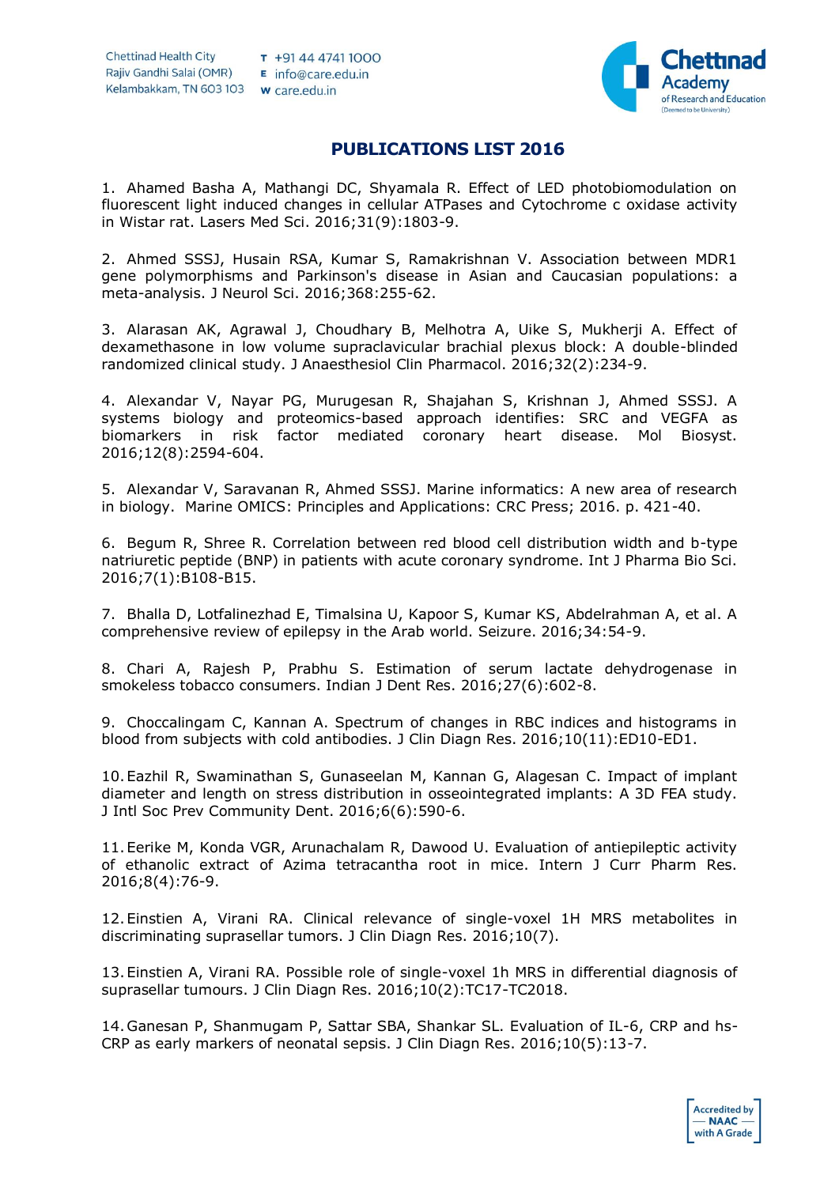# PUBLICATIONS LIST 2016

1. Ahamed Basha A, Mathangi DC, Shyamala R. Effect of LED photobiomodulation on fluorescent light induced changes in cellular ATPases and Cytochrome c oxidase activity in Wistar rat. Lasers Med Sci. 2016;31(9):1803-9.

2. Ahmed SSSJ, Husain RSA, Kumar S, Ramakrishnan V. Association between MDR1 gene polymorphisms and Parkinson's disease in Asian and Caucasian populations: a meta-analysis. J Neurol Sci. 2016;368:255-62.

3. Alarasan AK, Agrawal J, Choudhary B, Melhotra A, Uike S, Mukherji A. Effect of dexamethasone in low volume supraclavicular brachial plexus block: A double-blinded randomized clinical study. J Anaesthesiol Clin Pharmacol. 2016;32(2):234-9.

4. Alexandar V, Nayar PG, Murugesan R, Shajahan S, Krishnan J, Ahmed SSSJ. A systems biology and proteomics-based approach identifies: SRC and VEGFA as biomarkers in risk factor mediated coronary heart disease. Mol Biosyst. 2016;12(8):2594-604.

5. Alexandar V, Saravanan R, Ahmed SSSJ. Marine informatics: A new area of research in biology. Marine OMICS: Principles and Applications: CRC Press; 2016. p. 421-40.

6. Begum R, Shree R. Correlation between red blood cell distribution width and b-type natriuretic peptide (BNP) in patients with acute coronary syndrome. Int J Pharma Bio Sci. 2016;7(1):B108-B15.

7. Bhalla D, Lotfalinezhad E, Timalsina U, Kapoor S, Kumar KS, Abdelrahman A, et al. A comprehensive review of epilepsy in the Arab world. Seizure. 2016;34:54-9.

8. Chari A, Rajesh P, Prabhu S. Estimation of serum lactate dehydrogenase in smokeless tobacco consumers. Indian J Dent Res. 2016;27(6):602-8.

9. Choccalingam C, Kannan A. Spectrum of changes in RBC indices and histograms in blood from subjects with cold antibodies. J Clin Diagn Res. 2016;10(11):ED10-ED1.

10. Eazhil R, Swaminathan S, Gunaseelan M, Kannan G, Alagesan C. Impact of implant diameter and length on stress distribution in osseointegrated implants: A 3D FEA study. J Intl Soc Prev Community Dent. 2016;6(6):590-6.

11. Eerike M, Konda VGR, Arunachalam R, Dawood U. Evaluation of antiepileptic activity of ethanolic extract of Azima tetracantha root in mice. Intern J Curr Pharm Res. 2016;8(4):76-9.

12. Einstien A, Virani RA. Clinical relevance of single-voxel 1H MRS metabolites in discriminating suprasellar tumors. J Clin Diagn Res. 2016;10(7).

13. Einstien A, Virani RA. Possible role of single-voxel 1h MRS in differential diagnosis of suprasellar tumours. J Clin Diagn Res. 2016;10(2):TC17-TC2018.

14. Ganesan P, Shanmugam P, Sattar SBA, Shankar SL. Evaluation of IL-6, CRP and hs-CRP as early markers of neonatal sepsis. J Clin Diagn Res. 2016;10(5):13-7.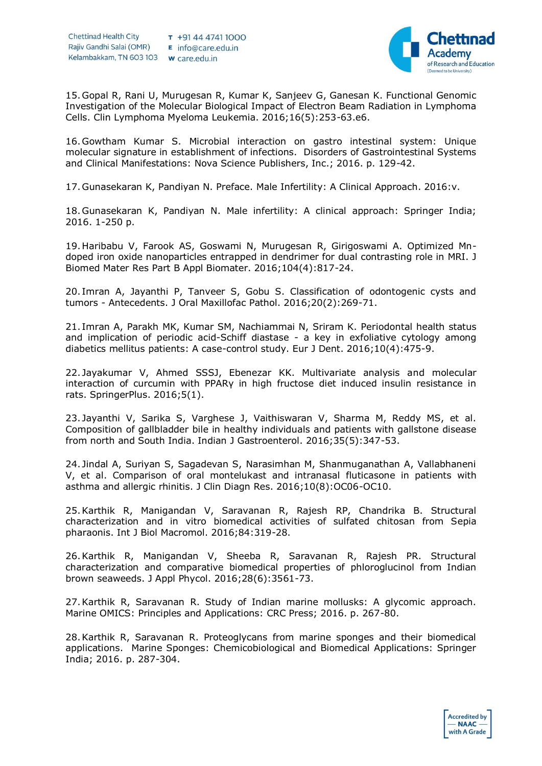15. Gopal R, Rani U, Murugesan R, Kumar K, Sanjeev G, Ganesan K. Functional Genomic Investigation of the Molecular Biological Impact of Electron Beam Radiation in Lymphoma Cells. Clin Lymphoma Myeloma Leukemia. 2016;16(5):253-63.e6.

16. Gowtham Kumar S. Microbial interaction on gastro intestinal system: Unique molecular signature in establishment of infections. Disorders of Gastrointestinal Systems and Clinical Manifestations: Nova Science Publishers, Inc.; 2016. p. 129-42.

17. Gunasekaran K, Pandiyan N. Preface. Male Infertility: A Clinical Approach. 2016:v.

18. Gunasekaran K, Pandiyan N. Male infertility: A clinical approach: Springer India; 2016. 1-250 p.

19. Haribabu V, Farook AS, Goswami N, Murugesan R, Girigoswami A. Optimized Mn-doped iron oxide nanoparticles entrapped in dendrimer for dual contrasting role in MRI. J Biomed Mater Res Part B Appl Biomater. 2016;104(4):817-24.

20. Imran A, Jayanthi P, Tanveer S, Gobu S. Classification of odontogenic cysts and tumors - Antecedents. J Oral Maxillofac Pathol. 2016;20(2):269-71.

21. Imran A, Parakh MK, Kumar SM, Nachiammai N, Sriram K. Periodontal health status and implication of periodic acid-Schiff diastase - a key in exfoliative cytology among diabetics mellitus patients: A case-control study. Eur J Dent. 2016;10(4):475-9.

22. Jayakumar V, Ahmed SSSJ, Ebenezar KK. Multivariate analysis and molecular interaction of curcumin with PPARγ in high fructose diet induced insulin resistance in rats. SpringerPlus. 2016;5(1).

23. Jayanthi V, Sarika S, Varghese J, Vaithiswaran V, Sharma M, Reddy MS, et al. Composition of gallbladder bile in healthy individuals and patients with gallstone disease from north and South India. Indian J Gastroenterol. 2016;35(5):347-53.

24. Jindal A, Suriyan S, Sagadevan S, Narasimhan M, Shanmuganathan A, Vallabhaneni V, et al. Comparison of oral montelukast and intranasal fluticasone in patients with asthma and allergic rhinitis. J Clin Diagn Res. 2016;10(8):OC06-OC10.

25. Karthik R, Manigandan V, Saravanan R, Rajesh RP, Chandrika B. Structural characterization and in vitro biomedical activities of sulfated chitosan from Sepia pharaonis. Int J Biol Macromol. 2016;84:319-28.

26. Karthik R, Manigandan V, Sheeba R, Saravanan R, Rajesh PR. Structural characterization and comparative biomedical properties of phloroglucinol from Indian brown seaweeds. J Appl Phycol. 2016;28(6):3561-73.

27. Karthik R, Saravanan R. Study of Indian marine mollusks: A glycomic approach. Marine OMICS: Principles and Applications: CRC Press; 2016. p. 267-80.

28. Karthik R, Saravanan R. Proteoglycans from marine sponges and their biomedical applications. Marine Sponges: Chemicobiological and Biomedical Applications: Springer India; 2016. p. 287-304.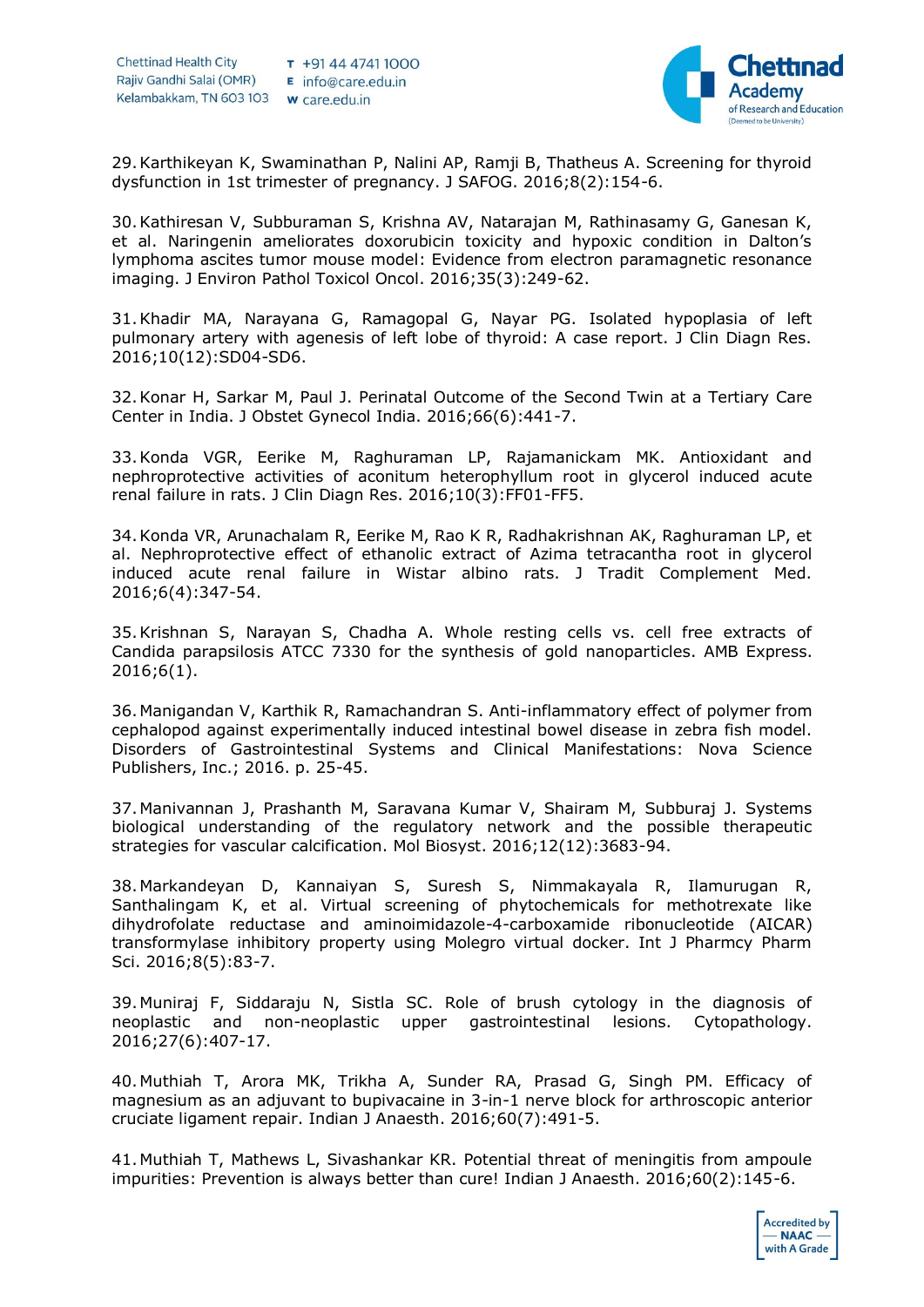29. Karthikeyan K, Swaminathan P, Nalini AP, Ramji B, Thatheus A. Screening for thyroid dysfunction in 1st trimester of pregnancy. J SAFOG. 2016;8(2):154-6.

30. Kathiresan V, Subburaman S, Krishna AV, Natarajan M, Rathinasamy G, Ganesan K, et al. Naringenin ameliorates doxorubicin toxicity and hypoxic condition in Dalton's lymphoma ascites tumor mouse model: Evidence from electron paramagnetic resonance imaging. J Environ Pathol Toxicol Oncol. 2016;35(3):249-62.

31. Khadir MA, Narayana G, Ramagopal G, Nayar PG. Isolated hypoplasia of left pulmonary artery with agenesis of left lobe of thyroid: A case report. J Clin Diagn Res. 2016;10(12):SD04-SD6.

32. Konar H, Sarkar M, Paul J. Perinatal Outcome of the Second Twin at a Tertiary Care Center in India. J Obstet Gynecol India. 2016;66(6):441-7.

33. Konda VGR, Eerike M, Raghuraman LP, Rajamanickam MK. Antioxidant and nephroprotective activities of aconitum heterophyllum root in glycerol induced acute renal failure in rats. J Clin Diagn Res. 2016;10(3):FF01-FF5.

34. Konda VR, Arunachalam R, Eerike M, Rao K R, Radhakrishnan AK, Raghuraman LP, et al. Nephroprotective effect of ethanolic extract of Azima tetracantha root in glycerol induced acute renal failure in Wistar albino rats. J Tradit Complement Med. 2016;6(4):347-54.

35. Krishnan S, Narayan S, Chadha A. Whole resting cells vs. cell free extracts of Candida parapsilosis ATCC 7330 for the synthesis of gold nanoparticles. AMB Express. 2016;6(1).

36. Manigandan V, Karthik R, Ramachandran S. Anti-inflammatory effect of polymer from cephalopod against experimentally induced intestinal bowel disease in zebra fish model. Disorders of Gastrointestinal Systems and Clinical Manifestations: Nova Science Publishers, Inc.; 2016. p. 25-45.

37. Manivannan J, Prashanth M, Saravana Kumar V, Shairam M, Subburaj J. Systems biological understanding of the regulatory network and the possible therapeutic strategies for vascular calcification. Mol Biosyst. 2016;12(12):3683-94.

38. Markandeyan D, Kannaiyan S, Suresh S, Nimmakayala R, Ilamurugan R, Santhalingam K, et al. Virtual screening of phytochemicals for methotrexate like dihydrofolate reductase and aminoimidazole-4-carboxamide ribonucleotide (AICAR) transformylase inhibitory property using Molegro virtual docker. Int J Pharmcy Pharm Sci. 2016;8(5):83-7.

39. Muniraj F, Siddaraju N, Sistla SC. Role of brush cytology in the diagnosis of neoplastic and non-neoplastic upper gastrointestinal lesions. Cytopathology. 2016;27(6):407-17.

40. Muthiah T, Arora MK, Trikha A, Sunder RA, Prasad G, Singh PM. Efficacy of magnesium as an adjuvant to bupivacaine in 3-in-1 nerve block for arthroscopic anterior cruciate ligament repair. Indian J Anaesth. 2016;60(7):491-5.

41. Muthiah T, Mathews L, Sivashankar KR. Potential threat of meningitis from ampoule impurities: Prevention is always better than cure! Indian J Anaesth. 2016;60(2):145-6.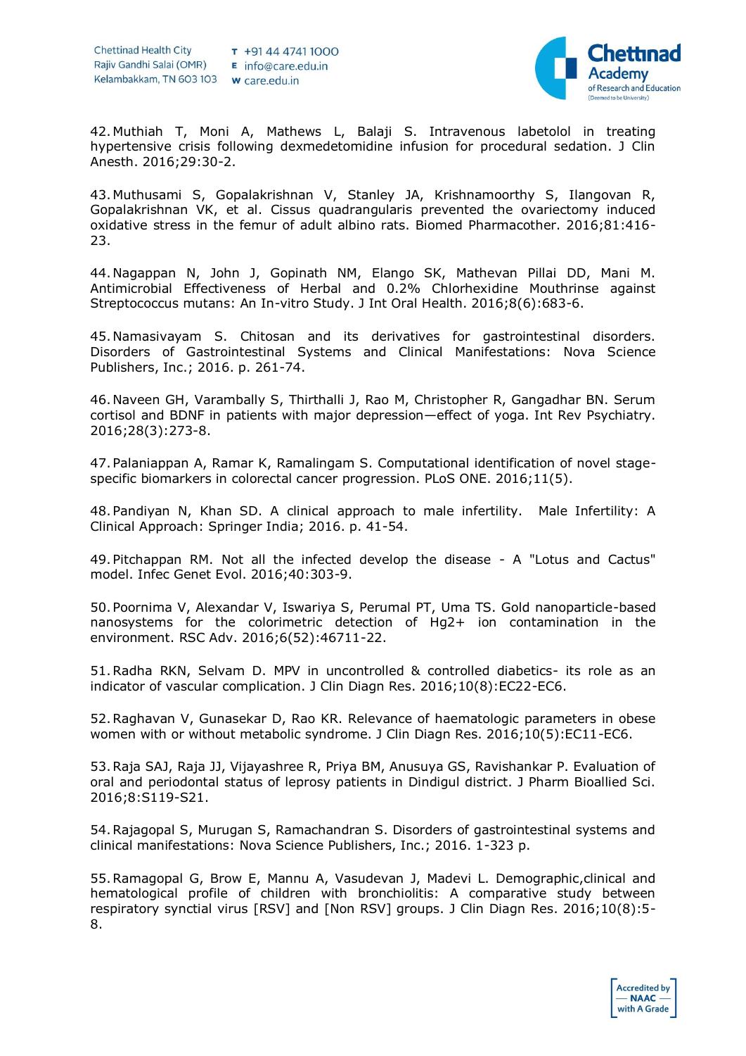42. Muthiah T, Moni A, Mathews L, Balaji S. Intravenous labetolol in treating hypertensive crisis following dexmedetomidine infusion for procedural sedation. J Clin Anesth. 2016;29:30-2.

43. Muthusami S, Gopalakrishnan V, Stanley JA, Krishnamoorthy S, Ilangovan R, Gopalakrishnan VK, et al. Cissus quadrangularis prevented the ovariectomy induced oxidative stress in the femur of adult albino rats. Biomed Pharmacother. 2016;81:416-23.

44. Nagappan N, John J, Gopinath NM, Elango SK, Mathevan Pillai DD, Mani M. Antimicrobial Effectiveness of Herbal and 0.2% Chlorhexidine Mouthrinse against Streptococcus mutans: An In-vitro Study. J Int Oral Health. 2016;8(6):683-6.

45. Namasivayam S. Chitosan and its derivatives for gastrointestinal disorders. Disorders of Gastrointestinal Systems and Clinical Manifestations: Nova Science Publishers, Inc.; 2016. p. 261-74.

46. Naveen GH, Varambally S, Thirthalli J, Rao M, Christopher R, Gangadhar BN. Serum cortisol and BDNF in patients with major depression—effect of yoga. Int Rev Psychiatry. 2016;28(3):273-8.

47. Palaniappan A, Ramar K, Ramalingam S. Computational identification of novel stage-specific biomarkers in colorectal cancer progression. PLoS ONE. 2016;11(5).

48. Pandiyan N, Khan SD. A clinical approach to male infertility. Male Infertility: A Clinical Approach: Springer India; 2016. p. 41-54.

49. Pitchappan RM. Not all the infected develop the disease - A "Lotus and Cactus" model. Infec Genet Evol. 2016;40:303-9.

50. Poornima V, Alexandar V, Iswariya S, Perumal PT, Uma TS. Gold nanoparticle-based nanosystems for the colorimetric detection of $Hg^{2+}$ ion contamination in the environment. RSC Adv. 2016;6(52):46711-22.

51. Radha RKN, Selvam D. MPV in uncontrolled & controlled diabetics- its role as an indicator of vascular complication. J Clin Diagn Res. 2016;10(8):EC22-EC6.

52. Raghavan V, Gunasekar D, Rao KR. Relevance of haematologic parameters in obese women with or without metabolic syndrome. J Clin Diagn Res. 2016;10(5):EC11-EC6.

53. Raja SAJ, Raja JJ, Vijayashree R, Priya BM, Anusuya GS, Ravishankar P. Evaluation of oral and periodontal status of leprosy patients in Dindigul district. J Pharm Bioallied Sci. 2016;8:S119-S21.

54. Rajagopal S, Murugan S, Ramachandran S. Disorders of gastrointestinal systems and clinical manifestations: Nova Science Publishers, Inc.; 2016. 1-323 p.

55. Ramagopal G, Brow E, Mannu A, Vasudevan J, Madevi L. Demographic,clinical and hematological profile of children with bronchiolitis: A comparative study between respiratory synctial virus [RSV] and [Non RSV] groups. J Clin Diagn Res. 2016;10(8):5-8.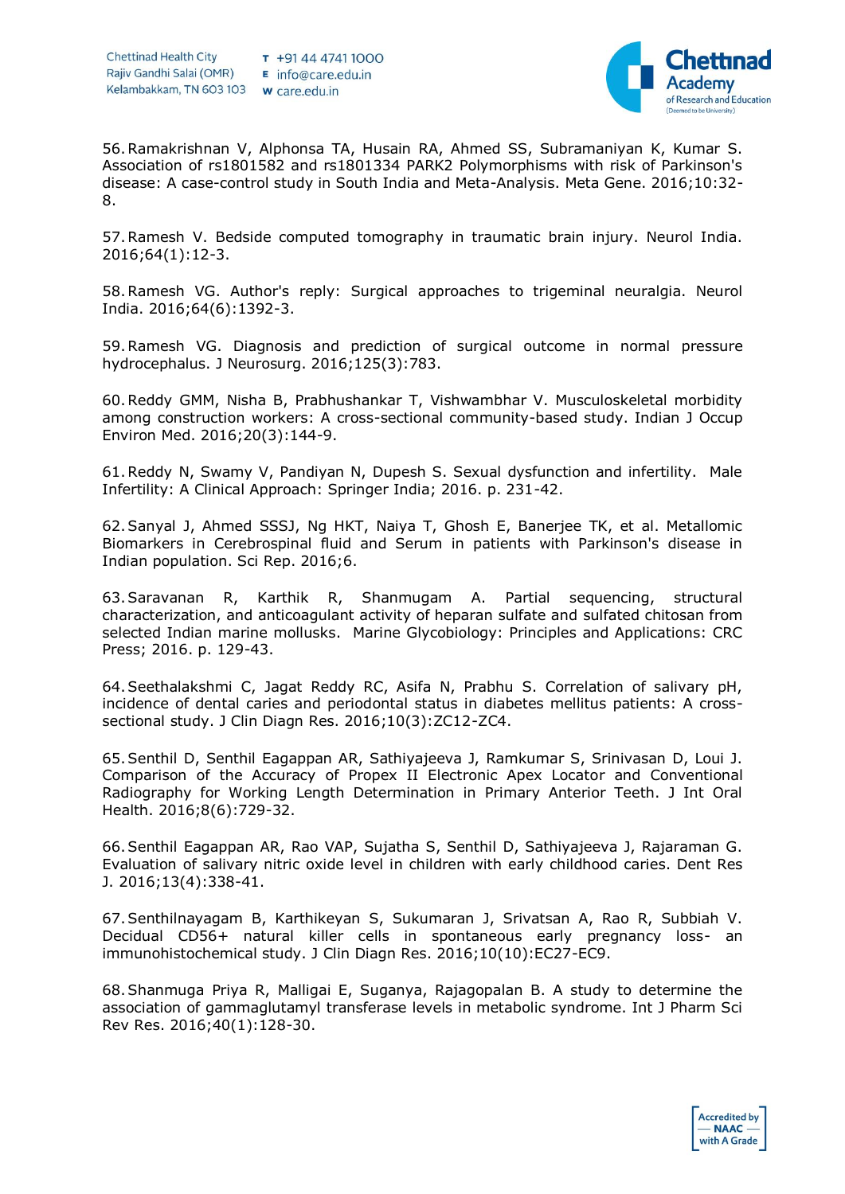56. Ramakrishnan V, Alphonsa TA, Husain RA, Ahmed SS, Subramaniyan K, Kumar S. Association of rs1801582 and rs1801334 PARK2 Polymorphisms with risk of Parkinson's disease: A case-control study in South India and Meta-Analysis. Meta Gene. 2016;10:32-8.

57. Ramesh V. Bedside computed tomography in traumatic brain injury. Neurol India. 2016;64(1):12-3.

58. Ramesh VG. Author's reply: Surgical approaches to trigeminal neuralgia. Neurol India. 2016;64(6):1392-3.

59. Ramesh VG. Diagnosis and prediction of surgical outcome in normal pressure hydrocephalus. J Neurosurg. 2016;125(3):783.

60. Reddy GMM, Nisha B, Prabhushankar T, Vishwambhar V. Musculoskeletal morbidity among construction workers: A cross-sectional community-based study. Indian J Occup Environ Med. 2016;20(3):144-9.

61. Reddy N, Swamy V, Pandiyan N, Dupesh S. Sexual dysfunction and infertility. Male Infertility: A Clinical Approach: Springer India; 2016. p. 231-42.

62. Sanyal J, Ahmed SSSJ, Ng HKT, Naiya T, Ghosh E, Banerjee TK, et al. Metallomic Biomarkers in Cerebrospinal fluid and Serum in patients with Parkinson's disease in Indian population. Sci Rep. 2016;6.

63. Saravanan R, Karthik R, Shanmugam A. Partial sequencing, structural characterization, and anticoagulant activity of heparan sulfate and sulfated chitosan from selected Indian marine mollusks. Marine Glycobiology: Principles and Applications: CRC Press; 2016. p. 129-43.

64. Seethalakshmi C, Jagat Reddy RC, Asifa N, Prabhu S. Correlation of salivary pH, incidence of dental caries and periodontal status in diabetes mellitus patients: A cross-sectional study. J Clin Diagn Res. 2016;10(3):ZC12-ZC4.

65. Senthil D, Senthil Eagappan AR, Sathiyajeeva J, Ramkumar S, Srinivasan D, Loui J. Comparison of the Accuracy of Propex II Electronic Apex Locator and Conventional Radiography for Working Length Determination in Primary Anterior Teeth. J Int Oral Health. 2016;8(6):729-32.

66. Senthil Eagappan AR, Rao VAP, Sujatha S, Senthil D, Sathiyajeeva J, Rajaraman G. Evaluation of salivary nitric oxide level in children with early childhood caries. Dent Res J. 2016;13(4):338-41.

67. Senthilnayagam B, Karthikeyan S, Sukumaran J, Srivatsan A, Rao R, Subbiah V. Decidual CD56+ natural killer cells in spontaneous early pregnancy loss- an immunohistochemical study. J Clin Diagn Res. 2016;10(10):EC27-EC9.

68. Shanmuga Priya R, Malligai E, Suganya, Rajagopalan B. A study to determine the association of gammaglutamyl transferase levels in metabolic syndrome. Int J Pharm Sci Rev Res. 2016;40(1):128-30.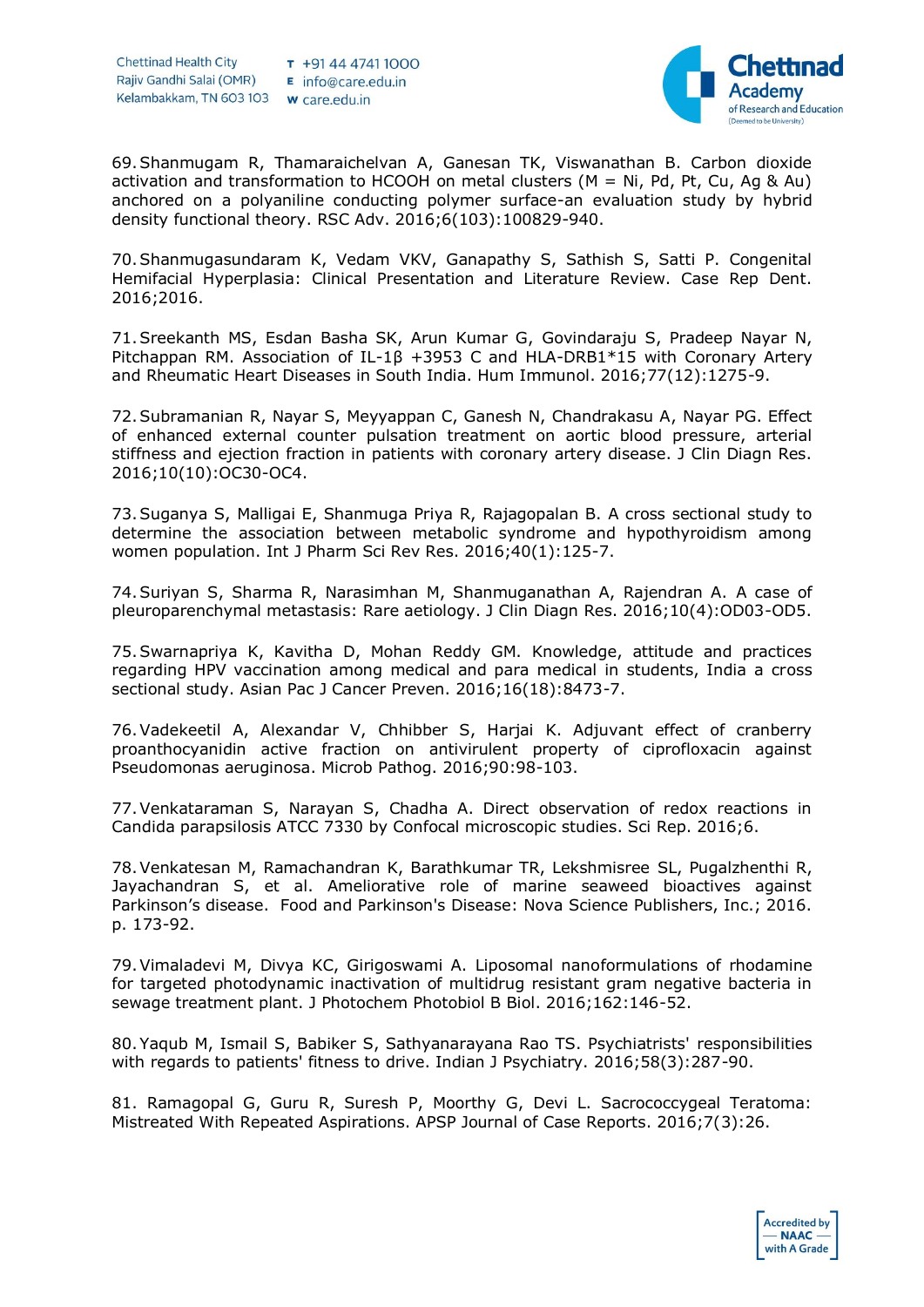69. Shanmugam R, Thamaraichelvan A, Ganesan TK, Viswanathan B. Carbon dioxide activation and transformation to HCOOH on metal clusters (M = Ni, Pd, Pt, Cu, Ag & Au) anchored on a polyaniline conducting polymer surface-an evaluation study by hybrid density functional theory. RSC Adv. 2016;6(103):100829-940.

70. Shanmugasundaram K, Vedam VKV, Ganapathy S, Sathish S, Satti P. Congenital Hemifacial Hyperplasia: Clinical Presentation and Literature Review. Case Rep Dent. 2016;2016.

71. Sreekanth MS, Esdan Basha SK, Arun Kumar G, Govindaraju S, Pradeep Nayar N, Pitchappan RM. Association of IL-1β +3953 C and HLA-DRB1*15 with Coronary Artery and Rheumatic Heart Diseases in South India. Hum Immunol. 2016;77(12):1275-9.

72. Subramanian R, Nayar S, Meyyappan C, Ganesh N, Chandrakasu A, Nayar PG. Effect of enhanced external counter pulsation treatment on aortic blood pressure, arterial stiffness and ejection fraction in patients with coronary artery disease. J Clin Diagn Res. 2016;10(10):OC30-OC4.

73. Suganya S, Malligai E, Shanmuga Priya R, Rajagopalan B. A cross sectional study to determine the association between metabolic syndrome and hypothyroidism among women population. Int J Pharm Sci Rev Res. 2016;40(1):125-7.

74. Suriyan S, Sharma R, Narasimhan M, Shanmuganathan A, Rajendran A. A case of pleuroparenchymal metastasis: Rare aetiology. J Clin Diagn Res. 2016;10(4):OD03-OD5.

75. Swarnapriya K, Kavitha D, Mohan Reddy GM. Knowledge, attitude and practices regarding HPV vaccination among medical and para medical in students, India a cross sectional study. Asian Pac J Cancer Preven. 2016;16(18):8473-7.

76. Vadekeetil A, Alexandar V, Chhibber S, Harjai K. Adjuvant effect of cranberry proanthocyanidin active fraction on antivirulent property of ciprofloxacin against Pseudomonas aeruginosa. Microb Pathog. 2016;90:98-103.

77. Venkataraman S, Narayan S, Chadha A. Direct observation of redox reactions in Candida parapsilosis ATCC 7330 by Confocal microscopic studies. Sci Rep. 2016;6.

78. Venkatesan M, Ramachandran K, Barathkumar TR, Lekshmisree SL, Pugalzhenthi R, Jayachandran S, et al. Ameliorative role of marine seaweed bioactives against Parkinson's disease. Food and Parkinson's Disease: Nova Science Publishers, Inc.; 2016. p. 173-92.

79. Vimaladevi M, Divya KC, Girigoswami A. Liposomal nanoformulations of rhodamine for targeted photodynamic inactivation of multidrug resistant gram negative bacteria in sewage treatment plant. J Photochem Photobiol B Biol. 2016;162:146-52.

80. Yaqub M, Ismail S, Babiker S, Sathyanarayana Rao TS. Psychiatrists' responsibilities with regards to patients' fitness to drive. Indian J Psychiatry. 2016;58(3):287-90.

81. Ramagopal G, Guru R, Suresh P, Moorthy G, Devi L. Sacrococcygeal Teratoma: Mistreated With Repeated Aspirations. APSP Journal of Case Reports. 2016;7(3):26.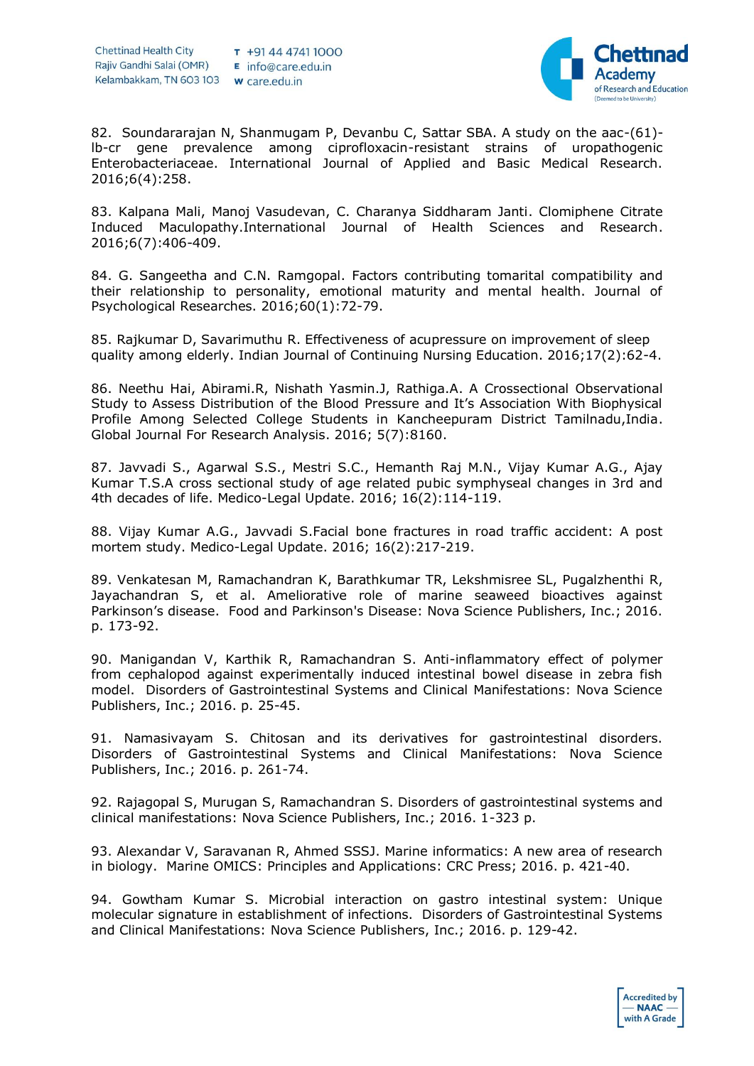82. Soundararajan N, Shanmugam P, Devanbu C, Sattar SBA. A study on the aac-(61)-lb-cr gene prevalence among ciprofloxacin-resistant strains of uropathogenic Enterobacteriaceae. International Journal of Applied and Basic Medical Research. 2016;6(4):258.

83. Kalpana Mali, Manoj Vasudevan, C. Charanya Siddharam Janti. Clomiphene Citrate Induced Maculopathy.International Journal of Health Sciences and Research. 2016;6(7):406-409.

84. G. Sangeetha and C.N. Ramgopal. Factors contributing tomarital compatibility and their relationship to personality, emotional maturity and mental health. Journal of Psychological Researches. 2016;60(1):72-79.

85. Rajkumar D, Savarimuthu R. Effectiveness of acupressure on improvement of sleep quality among elderly. Indian Journal of Continuing Nursing Education. 2016;17(2):62-4.

86. Neethu Hai, Abirami.R, Nishath Yasmin.J, Rathiga.A. A Crossectional Observational Study to Assess Distribution of the Blood Pressure and It's Association With Biophysical Profile Among Selected College Students in Kancheepuram District Tamilnadu,India. Global Journal For Research Analysis. 2016; 5(7):8160.

87. Javvadi S., Agarwal S.S., Mestri S.C., Hemanth Raj M.N., Vijay Kumar A.G., Ajay Kumar T.S.A cross sectional study of age related pubic symphyseal changes in 3rd and 4th decades of life. Medico-Legal Update. 2016; 16(2):114-119.

88. Vijay Kumar A.G., Javvadi S.Facial bone fractures in road traffic accident: A post mortem study. Medico-Legal Update. 2016; 16(2):217-219.

89. Venkatesan M, Ramachandran K, Barathkumar TR, Lekshmisree SL, Pugalzhenthi R, Jayachandran S, et al. Ameliorative role of marine seaweed bioactives against Parkinson's disease. Food and Parkinson's Disease: Nova Science Publishers, Inc.; 2016. p. 173-92.

90. Manigandan V, Karthik R, Ramachandran S. Anti-inflammatory effect of polymer from cephalopod against experimentally induced intestinal bowel disease in zebra fish model. Disorders of Gastrointestinal Systems and Clinical Manifestations: Nova Science Publishers, Inc.; 2016. p. 25-45.

91. Namasivayam S. Chitosan and its derivatives for gastrointestinal disorders. Disorders of Gastrointestinal Systems and Clinical Manifestations: Nova Science Publishers, Inc.; 2016. p. 261-74.

92. Rajagopal S, Murugan S, Ramachandran S. Disorders of gastrointestinal systems and clinical manifestations: Nova Science Publishers, Inc.; 2016. 1-323 p.

93. Alexandar V, Saravanan R, Ahmed SSSJ. Marine informatics: A new area of research in biology. Marine OMICS: Principles and Applications: CRC Press; 2016. p. 421-40.

94. Gowtham Kumar S. Microbial interaction on gastro intestinal system: Unique molecular signature in establishment of infections. Disorders of Gastrointestinal Systems and Clinical Manifestations: Nova Science Publishers, Inc.; 2016. p. 129-42.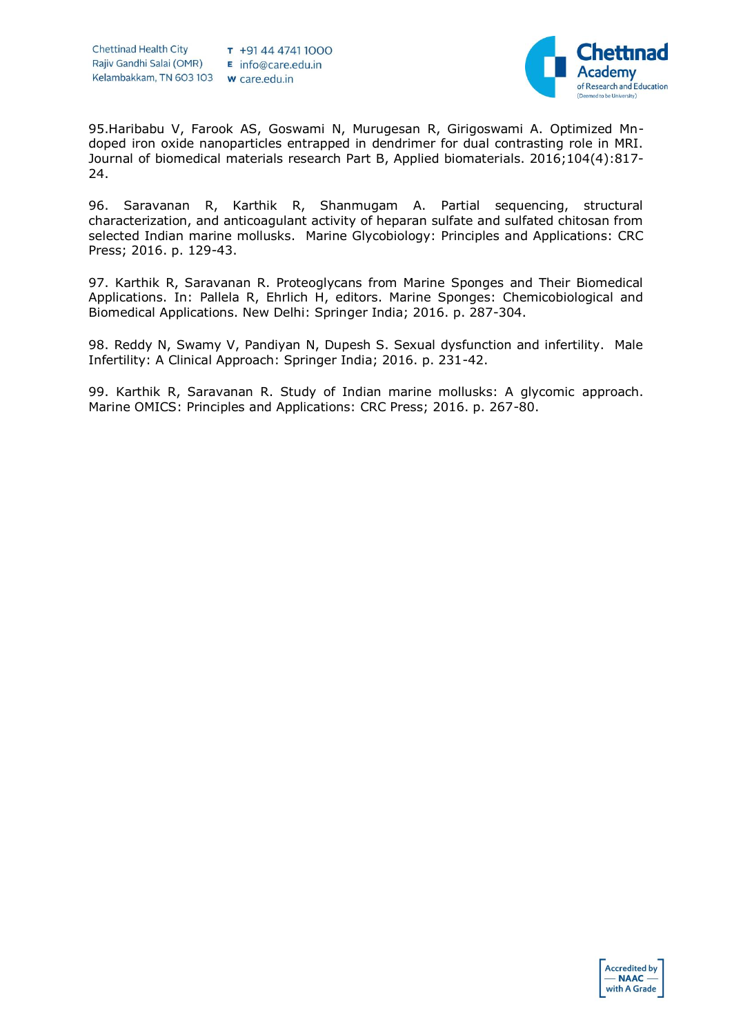95.Haribabu V, Farook AS, Goswami N, Murugesan R, Girigoswami A. Optimized Mn-doped iron oxide nanoparticles entrapped in dendrimer for dual contrasting role in MRI. Journal of biomedical materials research Part B, Applied biomaterials. 2016;104(4):817-24.

96. Saravanan R, Karthik R, Shanmugam A. Partial sequencing, structural characterization, and anticoagulant activity of heparan sulfate and sulfated chitosan from selected Indian marine mollusks. Marine Glycobiology: Principles and Applications: CRC Press; 2016. p. 129-43.

97. Karthik R, Saravanan R. Proteoglycans from Marine Sponges and Their Biomedical Applications. In: Pallela R, Ehrlich H, editors. Marine Sponges: Chemicobiological and Biomedical Applications. New Delhi: Springer India; 2016. p. 287-304.

98. Reddy N, Swamy V, Pandiyan N, Dupesh S. Sexual dysfunction and infertility. Male Infertility: A Clinical Approach: Springer India; 2016. p. 231-42.

99. Karthik R, Saravanan R. Study of Indian marine mollusks: A glycomic approach. Marine OMICS: Principles and Applications: CRC Press; 2016. p. 267-80.